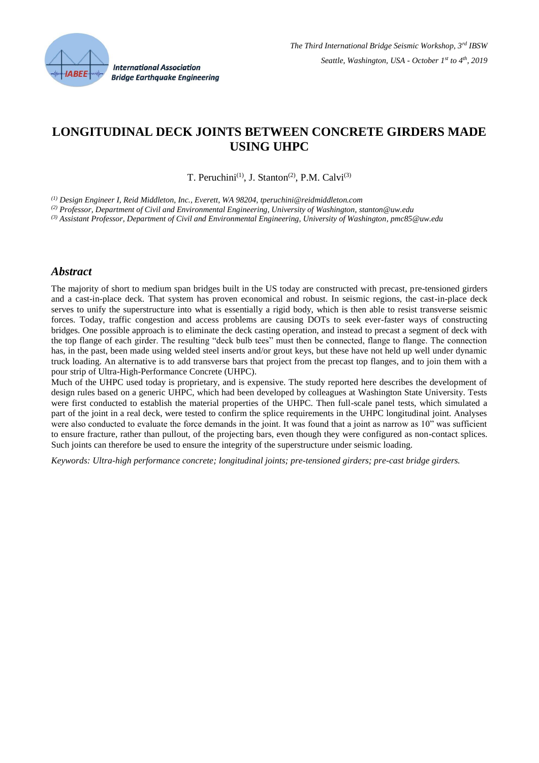# LONGITUDINAL DECK JOINTS BETWEEN CONCRETE GIRDERS MADE USING UHPC

T. Peruchini[1], J. Stanton[2], P.M. Calvi[3]

[1] *Design Engineer I, Reid Middleton, Inc., Everett, WA 98204, tperuchini@reidmiddleton.com*
[2] *Professor, Department of Civil and Environmental Engineering, University of Washington, stanton@uw.edu*
[3] *Assistant Professor, Department of Civil and Environmental Engineering, University of Washington, pmc85@uw.edu*

## *Abstract*

The majority of short to medium span bridges built in the US today are constructed with precast, pre-tensioned girders and a cast-in-place deck. That system has proven economical and robust. In seismic regions, the cast-in-place deck serves to unify the superstructure into what is essentially a rigid body, which is then able to resist transverse seismic forces. Today, traffic congestion and access problems are causing DOTs to seek ever-faster ways of constructing bridges. One possible approach is to eliminate the deck casting operation, and instead to precast a segment of deck with the top flange of each girder. The resulting "deck bulb tees" must then be connected, flange to flange. The connection has, in the past, been made using welded steel inserts and/or grout keys, but these have not held up well under dynamic truck loading. An alternative is to add transverse bars that project from the precast top flanges, and to join them with a pour strip of Ultra-High-Performance Concrete (UHPC).

Much of the UHPC used today is proprietary, and is expensive. The study reported here describes the development of design rules based on a generic UHPC, which had been developed by colleagues at Washington State University. Tests were first conducted to establish the material properties of the UHPC. Then full-scale panel tests, which simulated a part of the joint in a real deck, were tested to confirm the splice requirements in the UHPC longitudinal joint. Analyses were also conducted to evaluate the force demands in the joint. It was found that a joint as narrow as 10" was sufficient to ensure fracture, rather than pullout, of the projecting bars, even though they were configured as non-contact splices. Such joints can therefore be used to ensure the integrity of the superstructure under seismic loading.

*Keywords: Ultra-high performance concrete; longitudinal joints; pre-tensioned girders; pre-cast bridge girders.*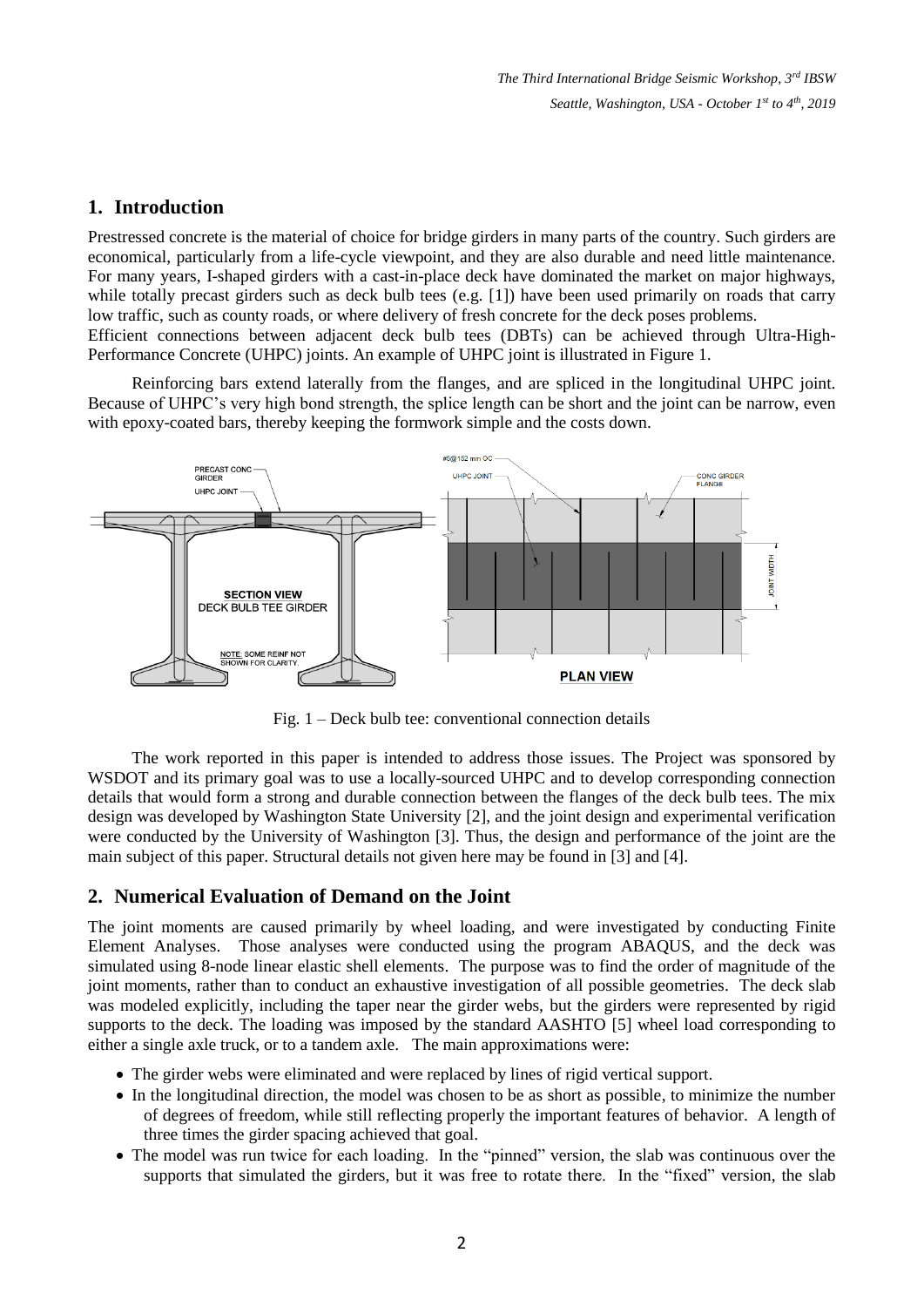## 1. Introduction

Prestressed concrete is the material of choice for bridge girders in many parts of the country. Such girders are economical, particularly from a life-cycle viewpoint, and they are also durable and need little maintenance. For many years, I-shaped girders with a cast-in-place deck have dominated the market on major highways, while totally precast girders such as deck bulb tees (e.g. [1]) have been used primarily on roads that carry low traffic, such as county roads, or where delivery of fresh concrete for the deck poses problems.
Efficient connections between adjacent deck bulb tees (DBTs) can be achieved through Ultra-High-Performance Concrete (UHPC) joints. An example of UHPC joint is illustrated in Figure 1.

Reinforcing bars extend laterally from the flanges, and are spliced in the longitudinal UHPC joint. Because of UHPC's very high bond strength, the splice length can be short and the joint can be narrow, even with epoxy-coated bars, thereby keeping the formwork simple and the costs down.

PRECAST CONC GIRDER
UHPC JOINT
SECTION VIEW
DECK BULB TEE GIRDER
NOTE: SOME REINF NOT SHOWN FOR CLARITY.
#6@152 mm OC
UHPC JOINT
CONC GIRDER FLANGE
JOINT WIDTH
PLAN VIEW

Fig. 1 – Deck bulb tee: conventional connection details

The work reported in this paper is intended to address those issues. The Project was sponsored by WSDOT and its primary goal was to use a locally-sourced UHPC and to develop corresponding connection details that would form a strong and durable connection between the flanges of the deck bulb tees. The mix design was developed by Washington State University [2], and the joint design and experimental verification were conducted by the University of Washington [3]. Thus, the design and performance of the joint are the main subject of this paper. Structural details not given here may be found in [3] and [4].

## 2. Numerical Evaluation of Demand on the Joint

The joint moments are caused primarily by wheel loading, and were investigated by conducting Finite Element Analyses. Those analyses were conducted using the program ABAQUS, and the deck was simulated using 8-node linear elastic shell elements. The purpose was to find the order of magnitude of the joint moments, rather than to conduct an exhaustive investigation of all possible geometries. The deck slab was modeled explicitly, including the taper near the girder webs, but the girders were represented by rigid supports to the deck. The loading was imposed by the standard AASHTO [5] wheel load corresponding to either a single axle truck, or to a tandem axle. The main approximations were:

- The girder webs were eliminated and were replaced by lines of rigid vertical support.
- In the longitudinal direction, the model was chosen to be as short as possible, to minimize the number of degrees of freedom, while still reflecting properly the important features of behavior. A length of three times the girder spacing achieved that goal.
- The model was run twice for each loading. In the "pinned" version, the slab was continuous over the supports that simulated the girders, but it was free to rotate there. In the "fixed" version, the slab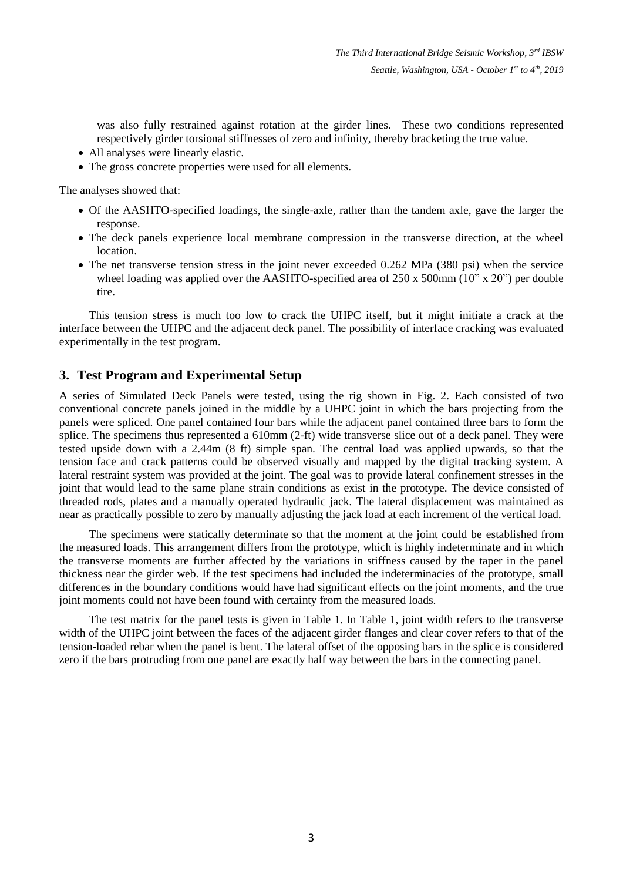was also fully restrained against rotation at the girder lines. These two conditions represented respectively girder torsional stiffnesses of zero and infinity, thereby bracketing the true value.

- All analyses were linearly elastic.
- The gross concrete properties were used for all elements.

The analyses showed that:

- Of the AASHTO-specified loadings, the single-axle, rather than the tandem axle, gave the larger the response.
- The deck panels experience local membrane compression in the transverse direction, at the wheel location.
- The net transverse tension stress in the joint never exceeded 0.262 MPa (380 psi) when the service wheel loading was applied over the AASHTO-specified area of 250 x 500mm (10" x 20") per double tire.

This tension stress is much too low to crack the UHPC itself, but it might initiate a crack at the interface between the UHPC and the adjacent deck panel. The possibility of interface cracking was evaluated experimentally in the test program.

## 3. Test Program and Experimental Setup

A series of Simulated Deck Panels were tested, using the rig shown in Fig. 2. Each consisted of two conventional concrete panels joined in the middle by a UHPC joint in which the bars projecting from the panels were spliced. One panel contained four bars while the adjacent panel contained three bars to form the splice. The specimens thus represented a 610mm (2-ft) wide transverse slice out of a deck panel. They were tested upside down with a 2.44m (8 ft) simple span. The central load was applied upwards, so that the tension face and crack patterns could be observed visually and mapped by the digital tracking system. A lateral restraint system was provided at the joint. The goal was to provide lateral confinement stresses in the joint that would lead to the same plane strain conditions as exist in the prototype. The device consisted of threaded rods, plates and a manually operated hydraulic jack. The lateral displacement was maintained as near as practically possible to zero by manually adjusting the jack load at each increment of the vertical load.

The specimens were statically determinate so that the moment at the joint could be established from the measured loads. This arrangement differs from the prototype, which is highly indeterminate and in which the transverse moments are further affected by the variations in stiffness caused by the taper in the panel thickness near the girder web. If the test specimens had included the indeterminacies of the prototype, small differences in the boundary conditions would have had significant effects on the joint moments, and the true joint moments could not have been found with certainty from the measured loads.

The test matrix for the panel tests is given in Table 1. In Table 1, joint width refers to the transverse width of the UHPC joint between the faces of the adjacent girder flanges and clear cover refers to that of the tension-loaded rebar when the panel is bent. The lateral offset of the opposing bars in the splice is considered zero if the bars protruding from one panel are exactly half way between the bars in the connecting panel.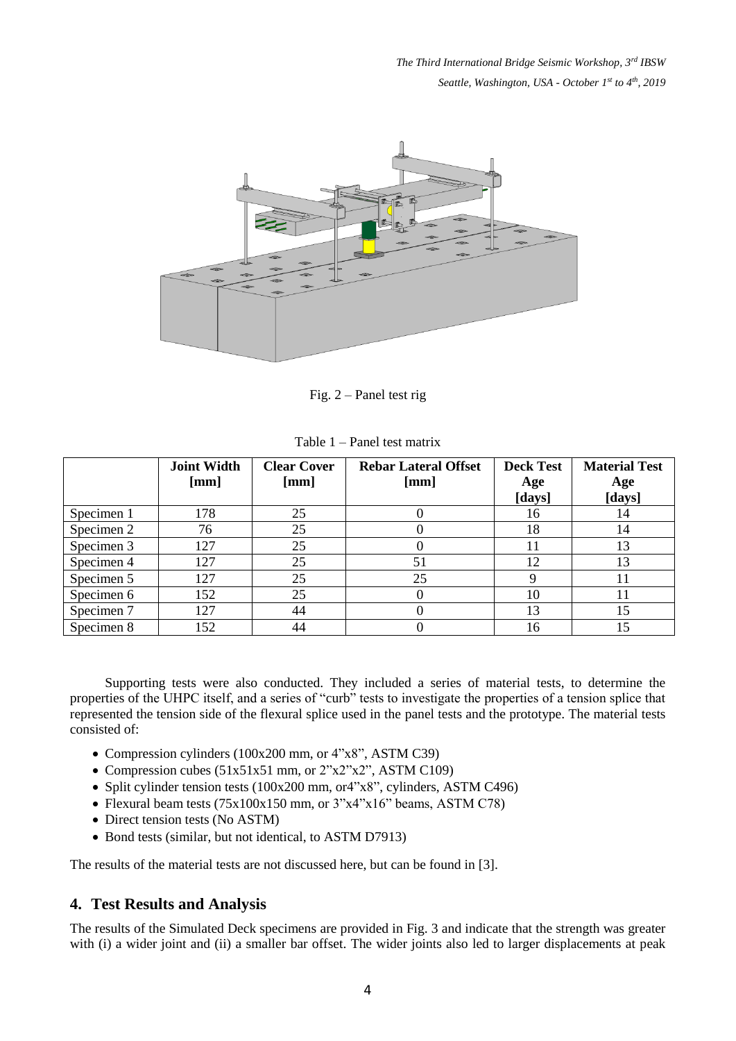Fig. 2 – Panel test rig

Table 1 – Panel test matrix

| | Joint Width [mm] | Clear Cover [mm] | Rebar Lateral Offset [mm] | Deck Test Age [days] | Material Test Age [days] |
|---|---|---|---|---|---|
| Specimen 1 | 178 | 25 | 0 | 16 | 14 |
| Specimen 2 | 76 | 25 | 0 | 18 | 14 |
| Specimen 3 | 127 | 25 | 0 | 11 | 13 |
| Specimen 4 | 127 | 25 | 51 | 12 | 13 |
| Specimen 5 | 127 | 25 | 25 | 9 | 11 |
| Specimen 6 | 152 | 25 | 0 | 10 | 11 |
| Specimen 7 | 127 | 44 | 0 | 13 | 15 |
| Specimen 8 | 152 | 44 | 0 | 16 | 15 |

Supporting tests were also conducted. They included a series of material tests, to determine the properties of the UHPC itself, and a series of "curb" tests to investigate the properties of a tension splice that represented the tension side of the flexural splice used in the panel tests and the prototype. The material tests consisted of:

- Compression cylinders (100x200 mm, or 4"x8", ASTM C39)
- Compression cubes (51x51x51 mm, or 2"x2"x2", ASTM C109)
- Split cylinder tension tests (100x200 mm, or4"x8", cylinders, ASTM C496)
- Flexural beam tests (75x100x150 mm, or 3"x4"x16" beams, ASTM C78)
- Direct tension tests (No ASTM)
- Bond tests (similar, but not identical, to ASTM D7913)

The results of the material tests are not discussed here, but can be found in [3].

## 4. Test Results and Analysis

The results of the Simulated Deck specimens are provided in Fig. 3 and indicate that the strength was greater with (i) a wider joint and (ii) a smaller bar offset. The wider joints also led to larger displacements at peak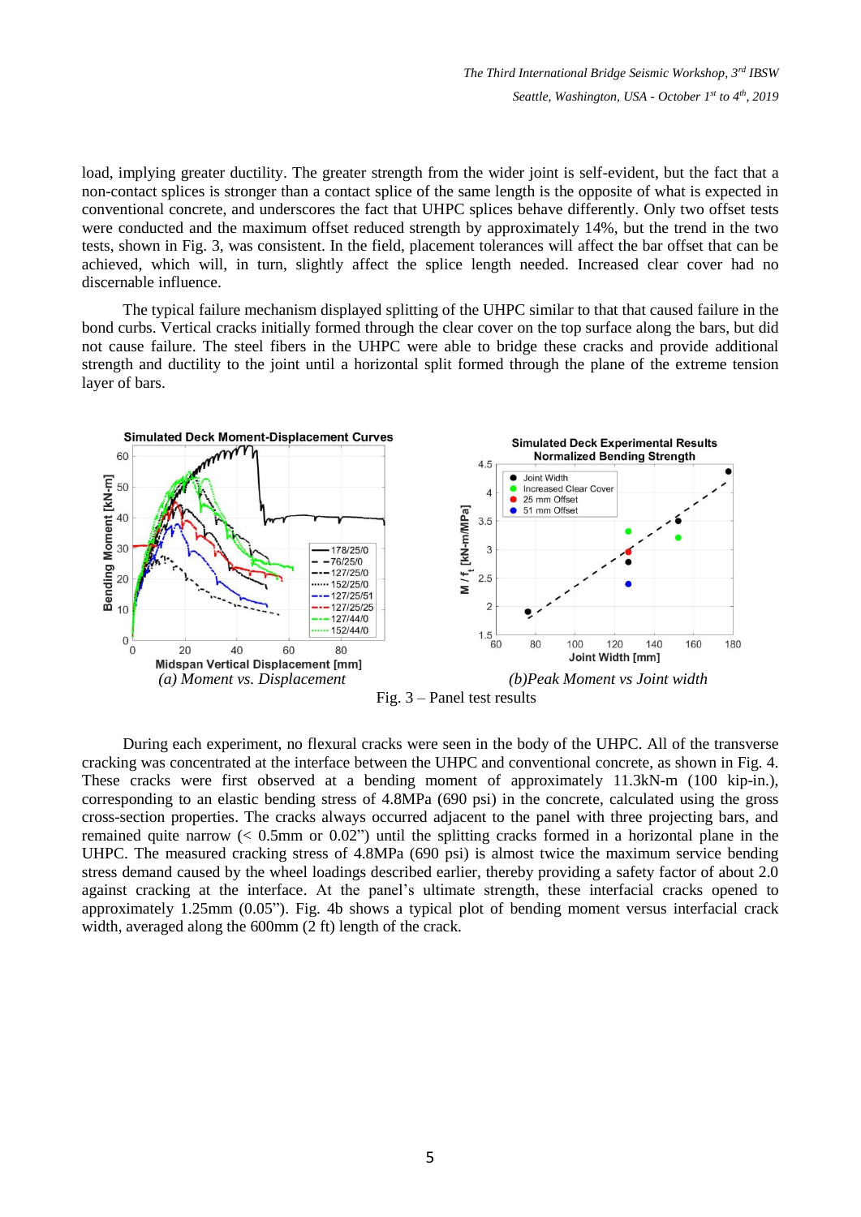load, implying greater ductility. The greater strength from the wider joint is self-evident, but the fact that a non-contact splices is stronger than a contact splice of the same length is the opposite of what is expected in conventional concrete, and underscores the fact that UHPC splices behave differently. Only two offset tests were conducted and the maximum offset reduced strength by approximately 14%, but the trend in the two tests, shown in Fig. 3, was consistent. In the field, placement tolerances will affect the bar offset that can be achieved, which will, in turn, slightly affect the splice length needed. Increased clear cover had no discernable influence.

The typical failure mechanism displayed splitting of the UHPC similar to that that caused failure in the bond curbs. Vertical cracks initially formed through the clear cover on the top surface along the bars, but did not cause failure. The steel fibers in the UHPC were able to bridge these cracks and provide additional strength and ductility to the joint until a horizontal split formed through the plane of the extreme tension layer of bars.

Simulated Deck Moment-Displacement Curves

Bending Moment [kN-m]

0
10
20
30
40
50
60

Midspan Vertical Displacement [mm]

0
20
40
60
80

178/25/0
76/25/0
127/25/0
152/25/0
127/25/51
127/25/25
127/44/0
152/44/0

*(a) Moment vs. Displacement*

Simulated Deck Experimental Results
Normalized Bending Strength

$M / f_t$ [kN-m/MPa]

1.5
2
2.5
3
3.5
4
4.5

Joint Width [mm]

60
80
100
120
140
160
180

Joint Width
Increased Clear Cover
25 mm Offset
51 mm Offset

*(b)Peak Moment vs Joint width*

Fig. 3 – Panel test results

During each experiment, no flexural cracks were seen in the body of the UHPC. All of the transverse cracking was concentrated at the interface between the UHPC and conventional concrete, as shown in Fig. 4. These cracks were first observed at a bending moment of approximately 11.3kN-m (100 kip-in.), corresponding to an elastic bending stress of 4.8MPa (690 psi) in the concrete, calculated using the gross cross-section properties. The cracks always occurred adjacent to the panel with three projecting bars, and remained quite narrow (< 0.5mm or 0.02") until the splitting cracks formed in a horizontal plane in the UHPC. The measured cracking stress of 4.8MPa (690 psi) is almost twice the maximum service bending stress demand caused by the wheel loadings described earlier, thereby providing a safety factor of about 2.0 against cracking at the interface. At the panel's ultimate strength, these interfacial cracks opened to approximately 1.25mm (0.05"). Fig. 4b shows a typical plot of bending moment versus interfacial crack width, averaged along the 600mm (2 ft) length of the crack.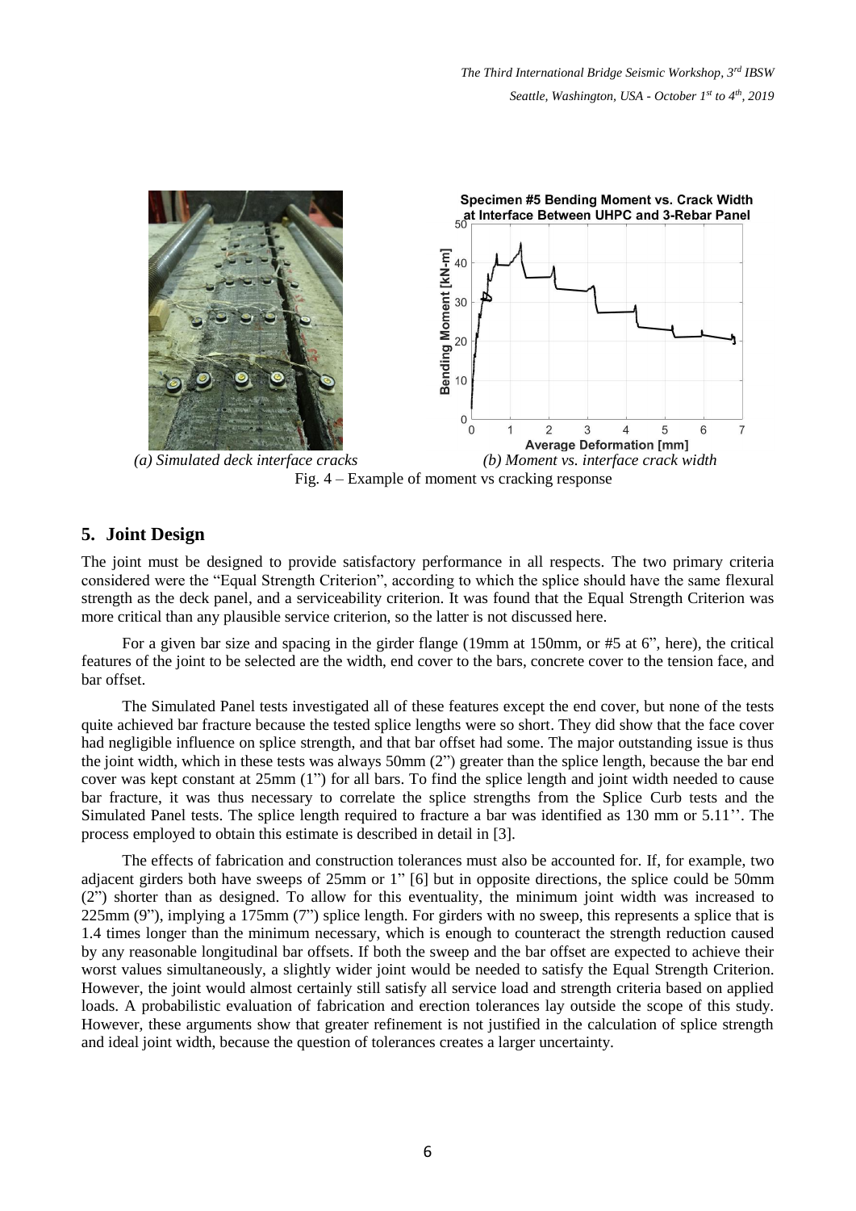Specimen #5 Bending Moment vs. Crack Width at Interface Between UHPC and 3-Rebar Panel

Bending Moment [kN-m]

0
10
20
30
40
50

Average Deformation [mm]

0
1
2
3
4
5
6
7

*(a) Simulated deck interface cracks* *(b) Moment vs. interface crack width*

Fig. 4 – Example of moment vs cracking response

## 5. Joint Design

The joint must be designed to provide satisfactory performance in all respects. The two primary criteria considered were the "Equal Strength Criterion", according to which the splice should have the same flexural strength as the deck panel, and a serviceability criterion. It was found that the Equal Strength Criterion was more critical than any plausible service criterion, so the latter is not discussed here.

For a given bar size and spacing in the girder flange (19mm at 150mm, or #5 at 6", here), the critical features of the joint to be selected are the width, end cover to the bars, concrete cover to the tension face, and bar offset.

The Simulated Panel tests investigated all of these features except the end cover, but none of the tests quite achieved bar fracture because the tested splice lengths were so short. They did show that the face cover had negligible influence on splice strength, and that bar offset had some. The major outstanding issue is thus the joint width, which in these tests was always 50mm (2") greater than the splice length, because the bar end cover was kept constant at 25mm (1") for all bars. To find the splice length and joint width needed to cause bar fracture, it was thus necessary to correlate the splice strengths from the Splice Curb tests and the Simulated Panel tests. The splice length required to fracture a bar was identified as 130 mm or 5.11''. The process employed to obtain this estimate is described in detail in [3].

The effects of fabrication and construction tolerances must also be accounted for. If, for example, two adjacent girders both have sweeps of 25mm or 1" [6] but in opposite directions, the splice could be 50mm (2") shorter than as designed. To allow for this eventuality, the minimum joint width was increased to 225mm (9"), implying a 175mm (7") splice length. For girders with no sweep, this represents a splice that is 1.4 times longer than the minimum necessary, which is enough to counteract the strength reduction caused by any reasonable longitudinal bar offsets. If both the sweep and the bar offset are expected to achieve their worst values simultaneously, a slightly wider joint would be needed to satisfy the Equal Strength Criterion. However, the joint would almost certainly still satisfy all service load and strength criteria based on applied loads. A probabilistic evaluation of fabrication and erection tolerances lay outside the scope of this study. However, these arguments show that greater refinement is not justified in the calculation of splice strength and ideal joint width, because the question of tolerances creates a larger uncertainty.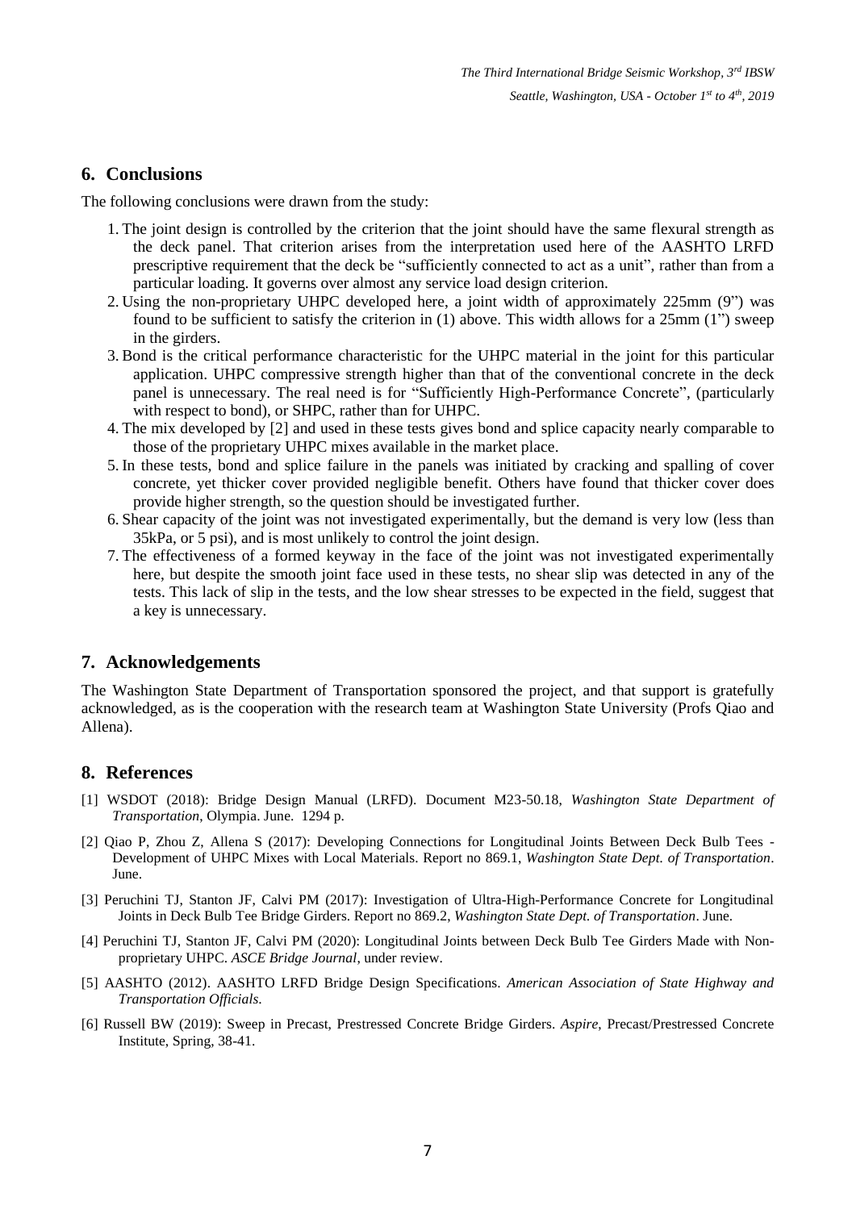## 6. Conclusions

The following conclusions were drawn from the study:

1. The joint design is controlled by the criterion that the joint should have the same flexural strength as the deck panel. That criterion arises from the interpretation used here of the AASHTO LRFD prescriptive requirement that the deck be "sufficiently connected to act as a unit", rather than from a particular loading. It governs over almost any service load design criterion.
2. Using the non-proprietary UHPC developed here, a joint width of approximately 225mm (9") was found to be sufficient to satisfy the criterion in (1) above. This width allows for a 25mm (1") sweep in the girders.
3. Bond is the critical performance characteristic for the UHPC material in the joint for this particular application. UHPC compressive strength higher than that of the conventional concrete in the deck panel is unnecessary. The real need is for "Sufficiently High-Performance Concrete", (particularly with respect to bond), or SHPC, rather than for UHPC.
4. The mix developed by [2] and used in these tests gives bond and splice capacity nearly comparable to those of the proprietary UHPC mixes available in the market place.
5. In these tests, bond and splice failure in the panels was initiated by cracking and spalling of cover concrete, yet thicker cover provided negligible benefit. Others have found that thicker cover does provide higher strength, so the question should be investigated further.
6. Shear capacity of the joint was not investigated experimentally, but the demand is very low (less than 35kPa, or 5 psi), and is most unlikely to control the joint design.
7. The effectiveness of a formed keyway in the face of the joint was not investigated experimentally here, but despite the smooth joint face used in these tests, no shear slip was detected in any of the tests. This lack of slip in the tests, and the low shear stresses to be expected in the field, suggest that a key is unnecessary.

## 7. Acknowledgements

The Washington State Department of Transportation sponsored the project, and that support is gratefully acknowledged, as is the cooperation with the research team at Washington State University (Profs Qiao and Allena).

## 8. References

[1] WSDOT (2018): Bridge Design Manual (LRFD). Document M23-50.18, *Washington State Department of Transportation*, Olympia. June. 1294 p.

[2] Qiao P, Zhou Z, Allena S (2017): Developing Connections for Longitudinal Joints Between Deck Bulb Tees - Development of UHPC Mixes with Local Materials. Report no 869.1, *Washington State Dept. of Transportation*. June.

[3] Peruchini TJ, Stanton JF, Calvi PM (2017): Investigation of Ultra-High-Performance Concrete for Longitudinal Joints in Deck Bulb Tee Bridge Girders. Report no 869.2, *Washington State Dept. of Transportation*. June.

[4] Peruchini TJ, Stanton JF, Calvi PM (2020): Longitudinal Joints between Deck Bulb Tee Girders Made with Non-proprietary UHPC. *ASCE Bridge Journal*, under review.

[5] AASHTO (2012). AASHTO LRFD Bridge Design Specifications. *American Association of State Highway and Transportation Officials.*

[6] Russell BW (2019): Sweep in Precast, Prestressed Concrete Bridge Girders. *Aspire*, Precast/Prestressed Concrete Institute, Spring, 38-41.